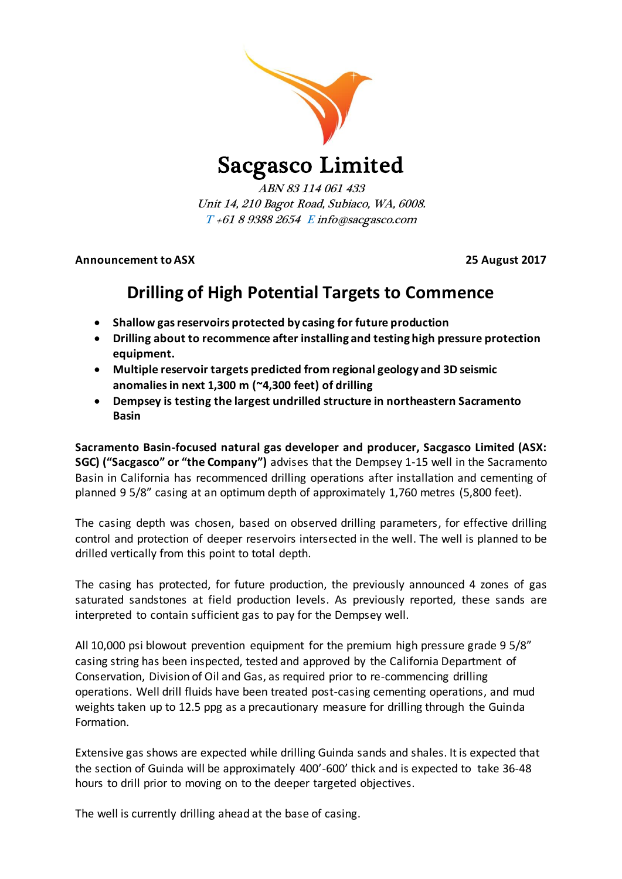# Sacgasco Limited

*ABN 83 114 061 433*
*Unit 14, 210 Bagot Road, Subiaco, WA, 6008.*
*T +61 8 9388 2654 E info@sacgasco.com*

**Announcement to ASX** **25 August 2017**

## Drilling of High Potential Targets to Commence

- **Shallow gas reservoirs protected by casing for future production**
- **Drilling about to recommence after installing and testing high pressure protection equipment.**
- **Multiple reservoir targets predicted from regional geology and 3D seismic anomalies in next 1,300 m (~4,300 feet) of drilling**
- **Dempsey is testing the largest undrilled structure in northeastern Sacramento Basin**

**Sacramento Basin-focused natural gas developer and producer, Sacgasco Limited (ASX: SGC) ("Sacgasco" or "the Company")** advises that the Dempsey 1-15 well in the Sacramento Basin in California has recommenced drilling operations after installation and cementing of planned 9 5/8" casing at an optimum depth of approximately 1,760 metres (5,800 feet).

The casing depth was chosen, based on observed drilling parameters, for effective drilling control and protection of deeper reservoirs intersected in the well. The well is planned to be drilled vertically from this point to total depth.

The casing has protected, for future production, the previously announced 4 zones of gas saturated sandstones at field production levels. As previously reported, these sands are interpreted to contain sufficient gas to pay for the Dempsey well.

All 10,000 psi blowout prevention equipment for the premium high pressure grade 9 5/8" casing string has been inspected, tested and approved by the California Department of Conservation, Division of Oil and Gas, as required prior to re-commencing drilling operations. Well drill fluids have been treated post-casing cementing operations, and mud weights taken up to 12.5 ppg as a precautionary measure for drilling through the Guinda Formation.

Extensive gas shows are expected while drilling Guinda sands and shales. It is expected that the section of Guinda will be approximately 400'-600' thick and is expected to take 36-48 hours to drill prior to moving on to the deeper targeted objectives.

The well is currently drilling ahead at the base of casing.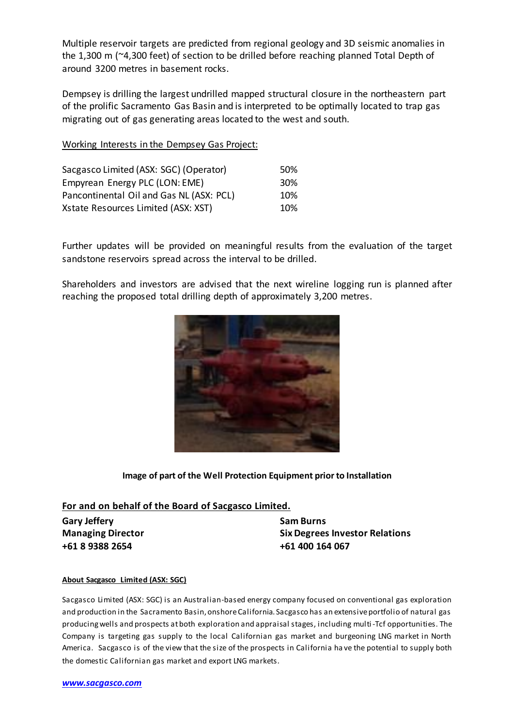Multiple reservoir targets are predicted from regional geology and 3D seismic anomalies in the 1,300 m (~4,300 feet) of section to be drilled before reaching planned Total Depth of around 3200 metres in basement rocks.

Dempsey is drilling the largest undrilled mapped structural closure in the northeastern part of the prolific Sacramento Gas Basin and is interpreted to be optimally located to trap gas migrating out of gas generating areas located to the west and south.

Working Interests in the Dempsey Gas Project:

| | |
|---|---|
| Sacgasco Limited (ASX: SGC) (Operator) | 50% |
| Empyrean Energy PLC (LON: EME) | 30% |
| Pancontinental Oil and Gas NL (ASX: PCL) | 10% |
| Xstate Resources Limited (ASX: XST) | 10% |

Further updates will be provided on meaningful results from the evaluation of the target sandstone reservoirs spread across the interval to be drilled.

Shareholders and investors are advised that the next wireline logging run is planned after reaching the proposed total drilling depth of approximately 3,200 metres.

**Image of part of the Well Protection Equipment prior to Installation**

**For and on behalf of the Board of Sacgasco Limited.**

**Gary Jeffery**
**Managing Director**
**+61 8 9388 2654**

**Sam Burns**
**Six Degrees Investor Relations**
**+61 400 164 067**

**About Sacgasco Limited (ASX: SGC)**

Sacgasco Limited (ASX: SGC) is an Australian-based energy company focused on conventional gas exploration and production in the Sacramento Basin, onshore California. Sacgasco has an extensive portfolio of natural gas producing wells and prospects at both exploration and appraisal stages, including multi-Tcf opportunities. The Company is targeting gas supply to the local Californian gas market and burgeoning LNG market in North America. Sacgasco is of the view that the size of the prospects in California have the potential to supply both the domestic Californian gas market and export LNG markets.

*www.sacgasco.com*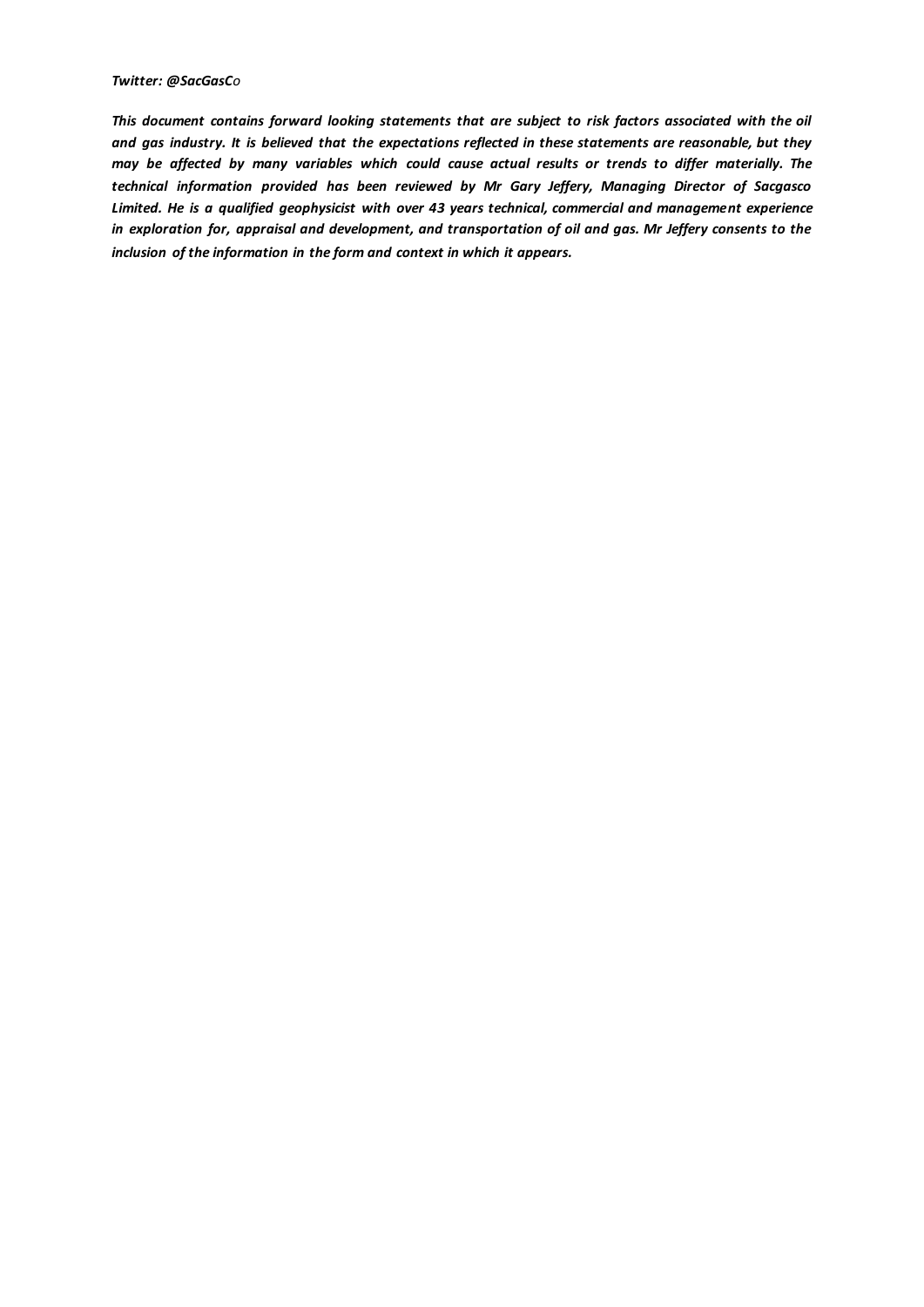***Twitter: @SacGasCo***

***This document contains forward looking statements that are subject to risk factors associated with the oil and gas industry. It is believed that the expectations reflected in these statements are reasonable, but they may be affected by many variables which could cause actual results or trends to differ materially. The technical information provided has been reviewed by Mr Gary Jeffery, Managing Director of Sacgasco Limited. He is a qualified geophysicist with over 43 years technical, commercial and management experience in exploration for, appraisal and development, and transportation of oil and gas. Mr Jeffery consents to the inclusion of the information in the form and context in which it appears.***